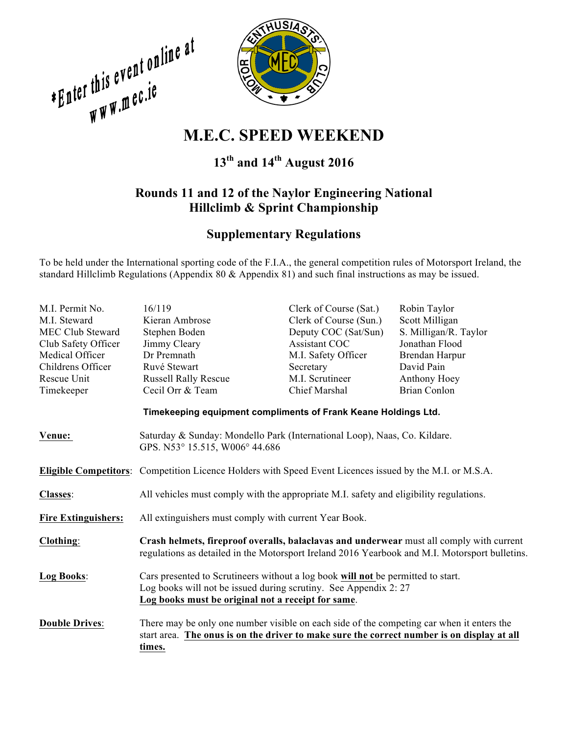*Enter this event online at www.mec.ie

# M.E.C. SPEED WEEKEND

## 13th and 14th August 2016

## Rounds 11 and 12 of the Naylor Engineering National Hillclimb & Sprint Championship

## Supplementary Regulations

To be held under the International sporting code of the F.I.A., the general competition rules of Motorsport Ireland, the standard Hillclimb Regulations (Appendix 80 & Appendix 81) and such final instructions as may be issued.

| | | | |
|---|---|---|---|
| M.I. Permit No. | 16/119 | Clerk of Course (Sat.) | Robin Taylor |
| M.I. Steward | Kieran Ambrose | Clerk of Course (Sun.) | Scott Milligan |
| MEC Club Steward | Stephen Boden | Deputy COC (Sat/Sun) | S. Milligan/R. Taylor |
| Club Safety Officer | Jimmy Cleary | Assistant COC | Jonathan Flood |
| Medical Officer | Dr Premnath | M.I. Safety Officer | Brendan Harpur |
| Childrens Officer | Ruvé Stewart | Secretary | David Pain |
| Rescue Unit | Russell Rally Rescue | M.I. Scrutineer | Anthony Hoey |
| Timekeeper | Cecil Orr & Team | Chief Marshal | Brian Conlon |

**Timekeeping equipment compliments of Frank Keane Holdings Ltd.**

**Venue:** Saturday & Sunday: Mondello Park (International Loop), Naas, Co. Kildare. GPS. N53° 15.515, W006° 44.686

**Eligible Competitors**: Competition Licence Holders with Speed Event Licences issued by the M.I. or M.S.A.

**Classes**: All vehicles must comply with the appropriate M.I. safety and eligibility regulations.

**Fire Extinguishers:** All extinguishers must comply with current Year Book.

**Clothing**: **Crash helmets, fireproof overalls, balaclavas and underwear** must all comply with current regulations as detailed in the Motorsport Ireland 2016 Yearbook and M.I. Motorsport bulletins.

**Log Books**: Cars presented to Scrutineers without a log book **will not** be permitted to start. Log books will not be issued during scrutiny. See Appendix 2: 27
**Log books must be original not a receipt for same**.

**Double Drives**: There may be only one number visible on each side of the competing car when it enters the start area. **The onus is on the driver to make sure the correct number is on display at all times.**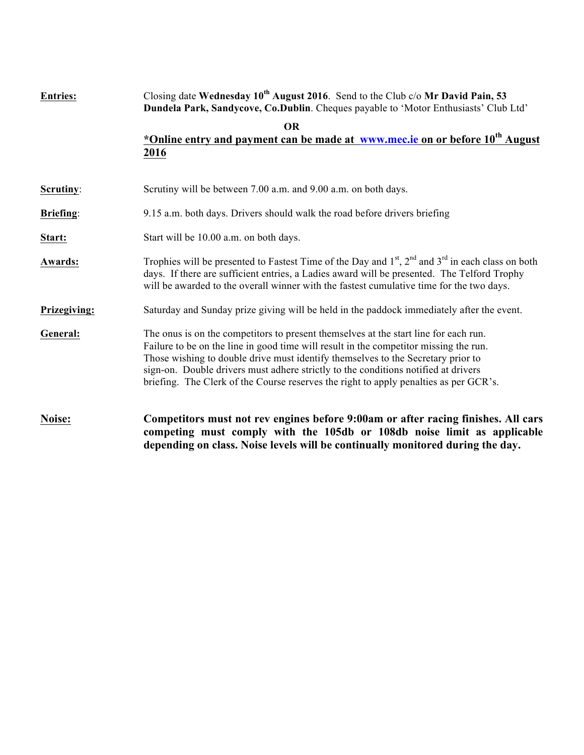**Entries:** Closing date **Wednesday 10th August 2016**. Send to the Club c/o **Mr David Pain, 53 Dundela Park, Sandycove, Co.Dublin**. Cheques payable to 'Motor Enthusiasts' Club Ltd'

**OR**

**\*Online entry and payment can be made at www.mec.ie on or before 10th August 2016**

**Scrutiny**: Scrutiny will be between 7.00 a.m. and 9.00 a.m. on both days.

**Briefing**: 9.15 a.m. both days. Drivers should walk the road before drivers briefing

**Start:** Start will be 10.00 a.m. on both days.

**Awards:** Trophies will be presented to Fastest Time of the Day and 1st, 2nd and 3rd in each class on both days. If there are sufficient entries, a Ladies award will be presented. The Telford Trophy will be awarded to the overall winner with the fastest cumulative time for the two days.

**Prizegiving:** Saturday and Sunday prize giving will be held in the paddock immediately after the event.

**General:** The onus is on the competitors to present themselves at the start line for each run. Failure to be on the line in good time will result in the competitor missing the run. Those wishing to double drive must identify themselves to the Secretary prior to sign-on. Double drivers must adhere strictly to the conditions notified at drivers briefing. The Clerk of the Course reserves the right to apply penalties as per GCR's.

**Noise:** **Competitors must not rev engines before 9:00am or after racing finishes. All cars competing must comply with the 105db or 108db noise limit as applicable depending on class. Noise levels will be continually monitored during the day.**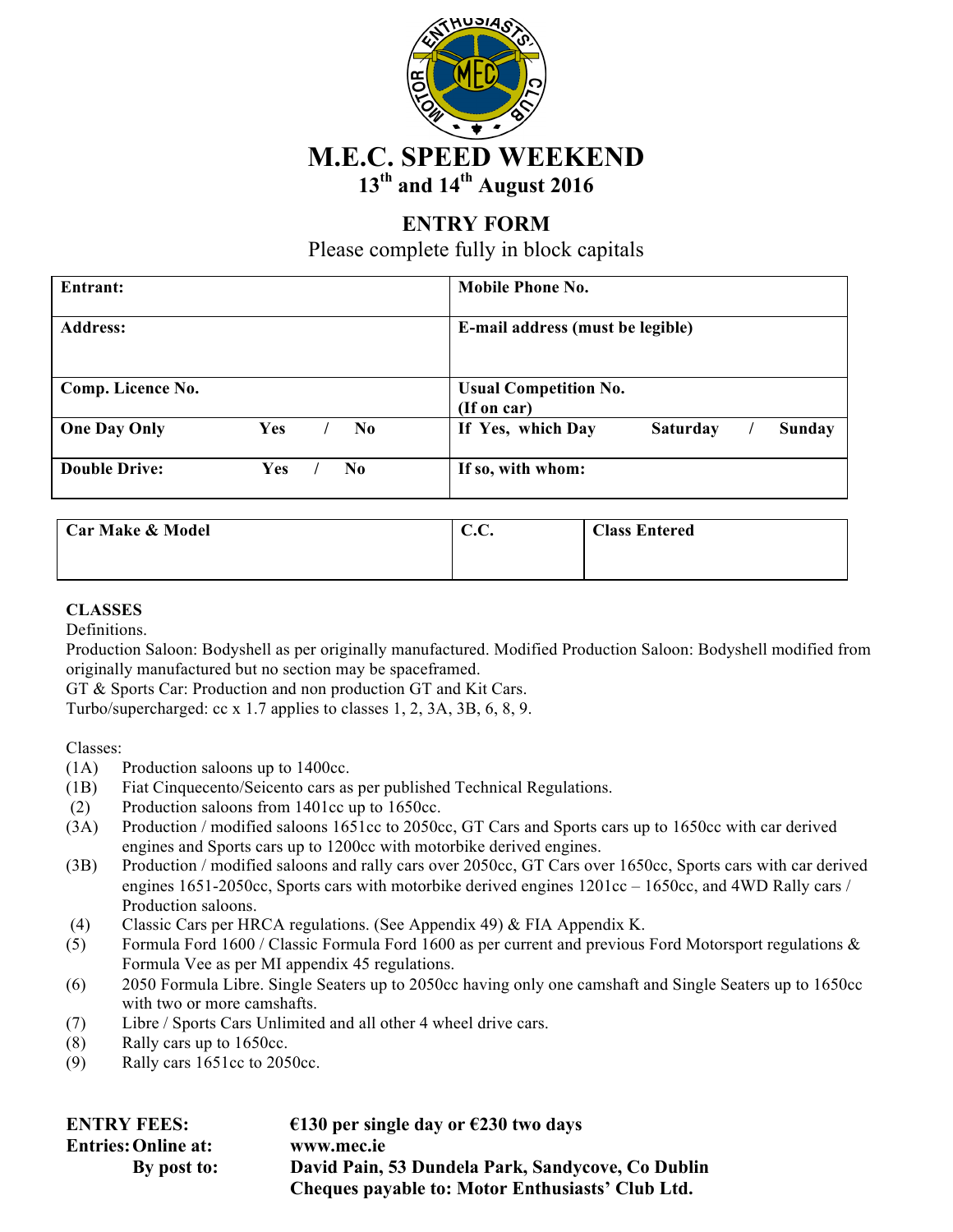# M.E.C. SPEED WEEKEND

## 13th and 14th August 2016

## ENTRY FORM

Please complete fully in block capitals

| **Entrant:** | **Mobile Phone No.** |
|---|---|
| **Address:** | **E-mail address (must be legible)** |
| **Comp. Licence No.** | **Usual Competition No. (If on car)** |
| **One Day Only Yes / No** | **If Yes, which Day Saturday / Sunday** |
| **Double Drive: Yes / No** | **If so, with whom:** |

| **Car Make & Model** | **C.C.** | **Class Entered** |
|---|---|---|
| | | |

**CLASSES**

Definitions.

Production Saloon: Bodyshell as per originally manufactured. Modified Production Saloon: Bodyshell modified from originally manufactured but no section may be spaceframed.

GT & Sports Car: Production and non production GT and Kit Cars.

Turbo/supercharged: cc x 1.7 applies to classes 1, 2, 3A, 3B, 6, 8, 9.

Classes:

- (1A) Production saloons up to 1400cc.
- (1B) Fiat Cinquecento/Seicento cars as per published Technical Regulations.
- (2) Production saloons from 1401cc up to 1650cc.
- (3A) Production / modified saloons 1651cc to 2050cc, GT Cars and Sports cars up to 1650cc with car derived engines and Sports cars up to 1200cc with motorbike derived engines.
- (3B) Production / modified saloons and rally cars over 2050cc, GT Cars over 1650cc, Sports cars with car derived engines 1651-2050cc, Sports cars with motorbike derived engines 1201cc – 1650cc, and 4WD Rally cars / Production saloons.
- (4) Classic Cars per HRCA regulations. (See Appendix 49) & FIA Appendix K.
- (5) Formula Ford 1600 / Classic Formula Ford 1600 as per current and previous Ford Motorsport regulations & Formula Vee as per MI appendix 45 regulations.
- (6) 2050 Formula Libre. Single Seaters up to 2050cc having only one camshaft and Single Seaters up to 1650cc with two or more camshafts.
- (7) Libre / Sports Cars Unlimited and all other 4 wheel drive cars.
- (8) Rally cars up to 1650cc.
- (9) Rally cars 1651cc to 2050cc.

**ENTRY FEES:** **€130 per single day or €230 two days**

**Entries: Online at:** **www.mec.ie**

**By post to:** **David Pain, 53 Dundela Park, Sandycove, Co Dublin**

**Cheques payable to: Motor Enthusiasts' Club Ltd.**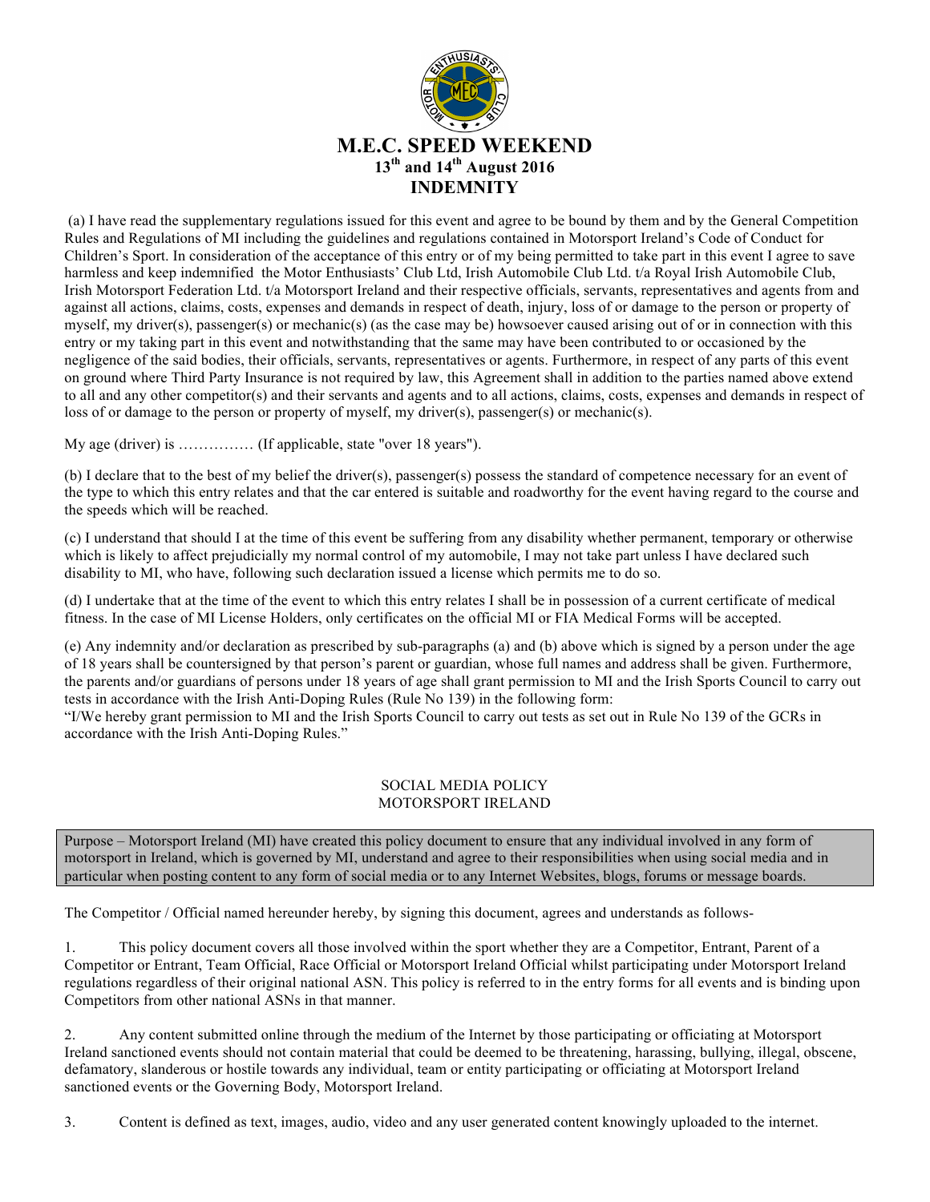# M.E.C. SPEED WEEKEND

## 13th and 14th August 2016

## INDEMNITY

(a) I have read the supplementary regulations issued for this event and agree to be bound by them and by the General Competition Rules and Regulations of MI including the guidelines and regulations contained in Motorsport Ireland's Code of Conduct for Children's Sport. In consideration of the acceptance of this entry or of my being permitted to take part in this event I agree to save harmless and keep indemnified the Motor Enthusiasts' Club Ltd, Irish Automobile Club Ltd. t/a Royal Irish Automobile Club, Irish Motorsport Federation Ltd. t/a Motorsport Ireland and their respective officials, servants, representatives and agents from and against all actions, claims, costs, expenses and demands in respect of death, injury, loss of or damage to the person or property of myself, my driver(s), passenger(s) or mechanic(s) (as the case may be) howsoever caused arising out of or in connection with this entry or my taking part in this event and notwithstanding that the same may have been contributed to or occasioned by the negligence of the said bodies, their officials, servants, representatives or agents. Furthermore, in respect of any parts of this event on ground where Third Party Insurance is not required by law, this Agreement shall in addition to the parties named above extend to all and any other competitor(s) and their servants and agents and to all actions, claims, costs, expenses and demands in respect of loss of or damage to the person or property of myself, my driver(s), passenger(s) or mechanic(s).

My age (driver) is …………… (If applicable, state "over 18 years").

(b) I declare that to the best of my belief the driver(s), passenger(s) possess the standard of competence necessary for an event of the type to which this entry relates and that the car entered is suitable and roadworthy for the event having regard to the course and the speeds which will be reached.

(c) I understand that should I at the time of this event be suffering from any disability whether permanent, temporary or otherwise which is likely to affect prejudicially my normal control of my automobile, I may not take part unless I have declared such disability to MI, who have, following such declaration issued a license which permits me to do so.

(d) I undertake that at the time of the event to which this entry relates I shall be in possession of a current certificate of medical fitness. In the case of MI License Holders, only certificates on the official MI or FIA Medical Forms will be accepted.

(e) Any indemnity and/or declaration as prescribed by sub-paragraphs (a) and (b) above which is signed by a person under the age of 18 years shall be countersigned by that person's parent or guardian, whose full names and address shall be given. Furthermore, the parents and/or guardians of persons under 18 years of age shall grant permission to MI and the Irish Sports Council to carry out tests in accordance with the Irish Anti-Doping Rules (Rule No 139) in the following form:
"I/We hereby grant permission to MI and the Irish Sports Council to carry out tests as set out in Rule No 139 of the GCRs in accordance with the Irish Anti-Doping Rules."

## SOCIAL MEDIA POLICY
## MOTORSPORT IRELAND

Purpose – Motorsport Ireland (MI) have created this policy document to ensure that any individual involved in any form of motorsport in Ireland, which is governed by MI, understand and agree to their responsibilities when using social media and in particular when posting content to any form of social media or to any Internet Websites, blogs, forums or message boards.

The Competitor / Official named hereunder hereby, by signing this document, agrees and understands as follows-

1. This policy document covers all those involved within the sport whether they are a Competitor, Entrant, Parent of a Competitor or Entrant, Team Official, Race Official or Motorsport Ireland Official whilst participating under Motorsport Ireland regulations regardless of their original national ASN. This policy is referred to in the entry forms for all events and is binding upon Competitors from other national ASNs in that manner.

2. Any content submitted online through the medium of the Internet by those participating or officiating at Motorsport Ireland sanctioned events should not contain material that could be deemed to be threatening, harassing, bullying, illegal, obscene, defamatory, slanderous or hostile towards any individual, team or entity participating or officiating at Motorsport Ireland sanctioned events or the Governing Body, Motorsport Ireland.

3. Content is defined as text, images, audio, video and any user generated content knowingly uploaded to the internet.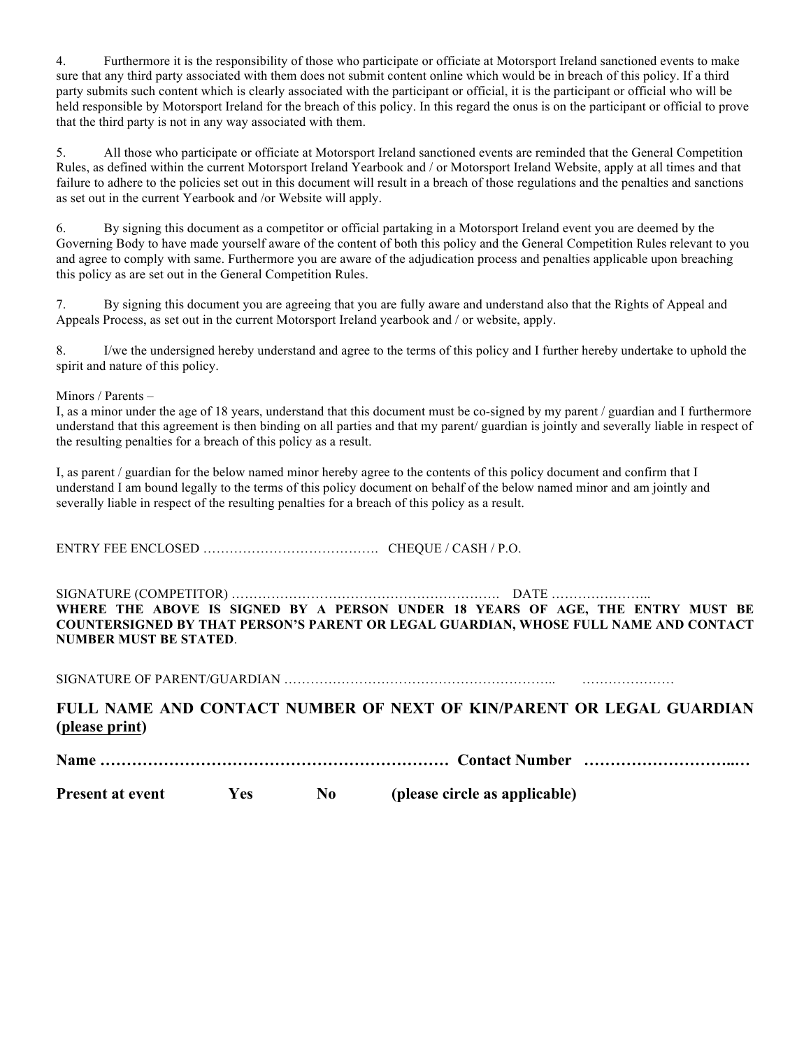4. Furthermore it is the responsibility of those who participate or officiate at Motorsport Ireland sanctioned events to make sure that any third party associated with them does not submit content online which would be in breach of this policy. If a third party submits such content which is clearly associated with the participant or official, it is the participant or official who will be held responsible by Motorsport Ireland for the breach of this policy. In this regard the onus is on the participant or official to prove that the third party is not in any way associated with them.

5. All those who participate or officiate at Motorsport Ireland sanctioned events are reminded that the General Competition Rules, as defined within the current Motorsport Ireland Yearbook and / or Motorsport Ireland Website, apply at all times and that failure to adhere to the policies set out in this document will result in a breach of those regulations and the penalties and sanctions as set out in the current Yearbook and /or Website will apply.

6. By signing this document as a competitor or official partaking in a Motorsport Ireland event you are deemed by the Governing Body to have made yourself aware of the content of both this policy and the General Competition Rules relevant to you and agree to comply with same. Furthermore you are aware of the adjudication process and penalties applicable upon breaching this policy as are set out in the General Competition Rules.

7. By signing this document you are agreeing that you are fully aware and understand also that the Rights of Appeal and Appeals Process, as set out in the current Motorsport Ireland yearbook and / or website, apply.

8. I/we the undersigned hereby understand and agree to the terms of this policy and I further hereby undertake to uphold the spirit and nature of this policy.

Minors / Parents –
I, as a minor under the age of 18 years, understand that this document must be co-signed by my parent / guardian and I furthermore understand that this agreement is then binding on all parties and that my parent/ guardian is jointly and severally liable in respect of the resulting penalties for a breach of this policy as a result.

I, as parent / guardian for the below named minor hereby agree to the contents of this policy document and confirm that I understand I am bound legally to the terms of this policy document on behalf of the below named minor and am jointly and severally liable in respect of the resulting penalties for a breach of this policy as a result.

ENTRY FEE ENCLOSED …………………………………. CHEQUE / CASH / P.O.

SIGNATURE (COMPETITOR) ……………………………………………………. DATE …………………..
**WHERE THE ABOVE IS SIGNED BY A PERSON UNDER 18 YEARS OF AGE, THE ENTRY MUST BE COUNTERSIGNED BY THAT PERSON'S PARENT OR LEGAL GUARDIAN, WHOSE FULL NAME AND CONTACT NUMBER MUST BE STATED**.

SIGNATURE OF PARENT/GUARDIAN …………………………………………………….. …………………

**FULL NAME AND CONTACT NUMBER OF NEXT OF KIN/PARENT OR LEGAL GUARDIAN (please print)**

**Name ………………………………………………………… Contact Number …………………………..…**

**Present at event Yes No (please circle as applicable)**